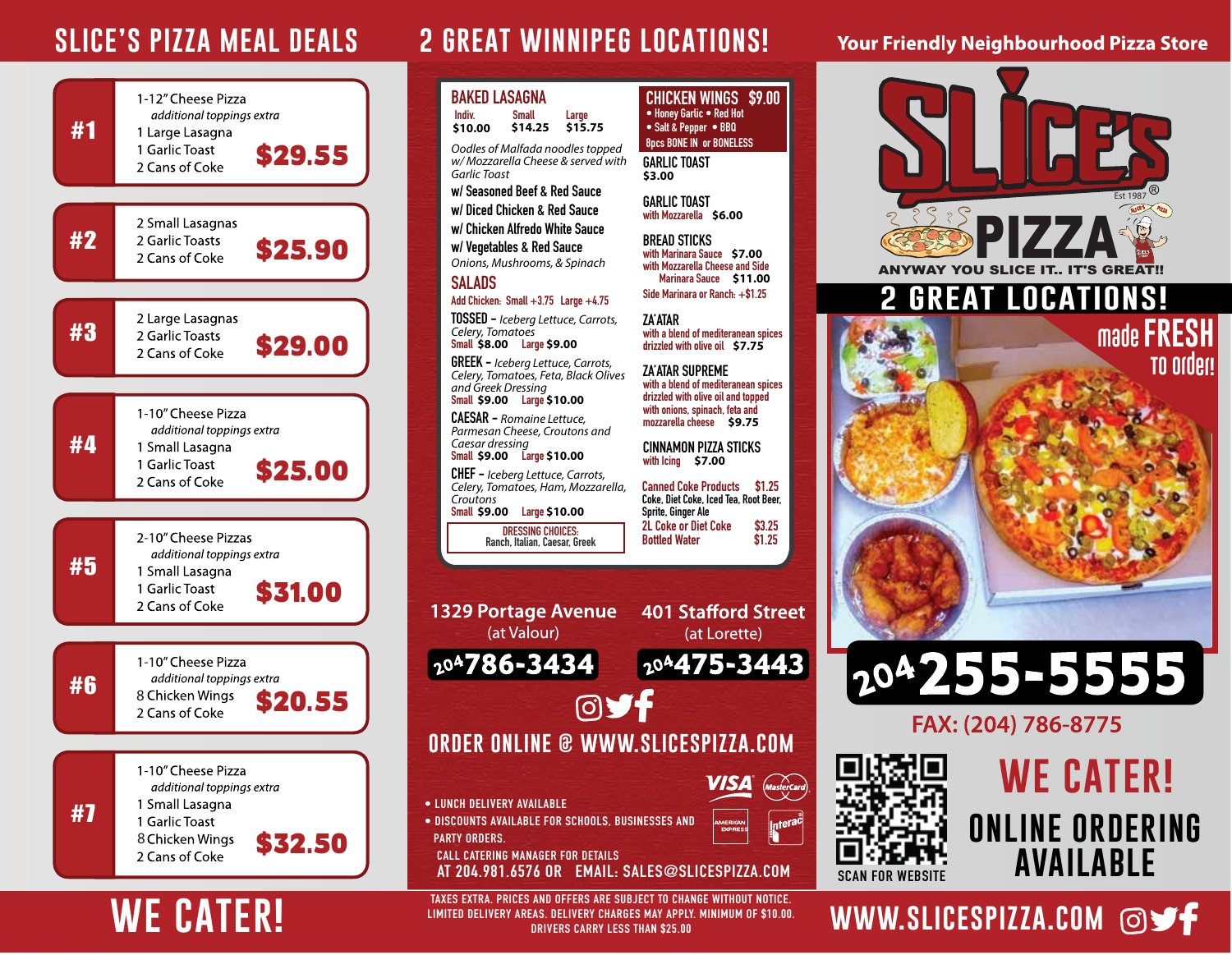# SLICE'S PIZZA MEAL DEALS

**#1**
1-12" Cheese Pizza
*additional toppings extra*
1 Large Lasagna
1 Garlic Toast
2 Cans of Coke
**$29.55**

**#2**
2 Small Lasagnas
2 Garlic Toasts
2 Cans of Coke
**$25.90**

**#3**
2 Large Lasagnas
2 Garlic Toasts
2 Cans of Coke
**$29.00**

**#4**
1-10" Cheese Pizza
*additional toppings extra*
1 Small Lasagna
1 Garlic Toast
2 Cans of Coke
**$25.00**

**#5**
2-10" Cheese Pizzas
*additional toppings extra*
1 Small Lasagna
1 Garlic Toast
2 Cans of Coke
**$31.00**

**#6**
1-10" Cheese Pizza
*additional toppings extra*
8 Chicken Wings
2 Cans of Coke
**$20.55**

**#7**
1-10" Cheese Pizza
*additional toppings extra*
1 Small Lasagna
1 Garlic Toast
8 Chicken Wings
2 Cans of Coke
**$32.50**

# WE CATER!

# 2 GREAT WINNIPEG LOCATIONS!

## BAKED LASAGNA

| Indiv. | Small | Large |
|---|---|---|
| $10.00 | $14.25 | $15.75 |

*Oodles of Malfada noodles topped w/ Mozzarella Cheese & served with Garlic Toast*

- w/ Seasoned Beef & Red Sauce
- w/ Diced Chicken & Red Sauce
- w/ Chicken Alfredo White Sauce
- w/ Vegetables & Red Sauce
  *Onions, Mushrooms, & Spinach*

## SALADS

Add Chicken: Small +3.75 Large +4.75

**TOSSED** – *Iceberg Lettuce, Carrots, Celery, Tomatoes*
Small $8.00 Large $9.00

**GREEK** – *Iceberg Lettuce, Carrots, Celery, Tomatoes, Feta, Black Olives and Greek Dressing*
Small $9.00 Large $10.00

**CAESAR** – *Romaine Lettuce, Parmesan Cheese, Croutons and Caesar dressing*
Small $9.00 Large $10.00

**CHEF** – *Iceberg Lettuce, Carrots, Celery, Tomatoes, Ham, Mozzarella, Croutons*
Small $9.00 Large $10.00

DRESSING CHOICES: Ranch, Italian, Caesar, Greek

## CHICKEN WINGS $9.00

- Honey Garlic • Red Hot
- Salt & Pepper • BBQ

8pcs BONE IN or BONELESS

**GARLIC TOAST** $3.00

**GARLIC TOAST** with Mozzarella $6.00

**BREAD STICKS**
with Marinara Sauce $7.00
with Mozzarella Cheese and Side Marinara Sauce $11.00
Side Marinara or Ranch: +$1.25

**ZA'ATAR**
with a blend of mediterranean spices drizzled with olive oil $7.75

**ZA'ATAR SUPREME**
with a blend of mediterranean spices drizzled with olive oil and topped with onions, spinach, feta and mozzarella cheese $9.75

**CINNAMON PIZZA STICKS**
with Icing $7.00

Canned Coke Products $1.25
Coke, Diet Coke, Iced Tea, Root Beer, Sprite, Ginger Ale
2L Coke or Diet Coke $3.25
Bottled Water $1.25

**1329 Portage Avenue** (at Valour)
204 786-3434

**401 Stafford Street** (at Lorette)
204 475-3443

ORDER ONLINE @ WWW.SLICESPIZZA.COM

- LUNCH DELIVERY AVAILABLE
- DISCOUNTS AVAILABLE FOR SCHOOLS, BUSINESSES AND PARTY ORDERS.

CALL CATERING MANAGER FOR DETAILS AT 204.981.6576 OR EMAIL: SALES@SLICESPIZZA.COM

VISA MasterCard American Express Interac

TAXES EXTRA. PRICES AND OFFERS ARE SUBJECT TO CHANGE WITHOUT NOTICE. LIMITED DELIVERY AREAS. DELIVERY CHARGES MAY APPLY. MINIMUM OF $10.00. DRIVERS CARRY LESS THAN $25.00

# Your Friendly Neighbourhood Pizza Store

# SLICE'S PIZZA

Est 1987®

ANYWAY YOU SLICE IT.. IT'S GREAT!!

## 2 GREAT LOCATIONS!

made FRESH to order!

204 255-5555

FAX: (204) 786-8775

SCAN FOR WEBSITE

# WE CATER!

## ONLINE ORDERING AVAILABLE

WWW.SLICESPIZZA.COM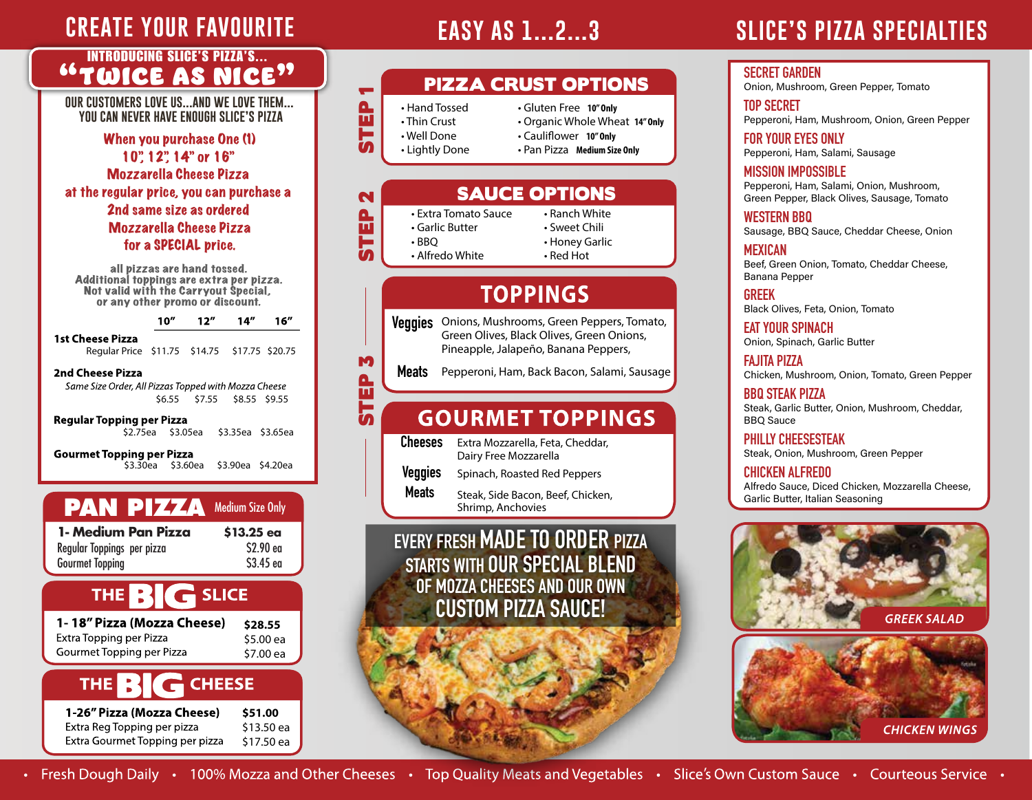# CREATE YOUR FAVOURITE

## INTRODUCING SLICE'S PIZZA'S... "TWICE AS NICE"

OUR CUSTOMERS LOVE US...AND WE LOVE THEM... YOU CAN NEVER HAVE ENOUGH SLICE'S PIZZA

**When you purchase One (1) 10", 12", 14" or 16" Mozzarella Cheese Pizza at the regular price, you can purchase a 2nd same size as ordered Mozzarella Cheese Pizza for a SPECIAL price.**

all pizzas are hand tossed.
Additional toppings are extra per pizza.
Not valid with the Carryout Special, or any other promo or discount.

| | 10" | 12" | 14" | 16" |
|---|---|---|---|---|
| **1st Cheese Pizza** | | | | |
| Regular Price | $11.75 | $14.75 | $17.75 | $20.75 |
| **2nd Cheese Pizza** | | | | |
| *Same Size Order, All Pizzas Topped with Mozza Cheese* | $6.55 | $7.55 | $8.55 | $9.55 |
| **Regular Topping per Pizza** | $2.75ea | $3.05ea | $3.35ea | $3.65ea |
| **Gourmet Topping per Pizza** | $3.30ea | $3.60ea | $3.90ea | $4.20ea |

## PAN PIZZA Medium Size Only

| | |
|---|---|
| **1- Medium Pan Pizza** | **$13.25 ea** |
| Regular Toppings per pizza | $2.90 ea |
| Gourmet Topping | $3.45 ea |

## THE BIG SLICE

| | |
|---|---|
| **1- 18" Pizza (Mozza Cheese)** | **$28.55** |
| Extra Topping per Pizza | $5.00 ea |
| Gourmet Topping per Pizza | $7.00 ea |

## THE BIG CHEESE

| | |
|---|---|
| **1-26" Pizza (Mozza Cheese)** | **$51.00** |
| Extra Reg Topping per pizza | $13.50 ea |
| Extra Gourmet Topping per pizza | $17.50 ea |

# EASY AS 1...2...3

## STEP 1 — PIZZA CRUST OPTIONS

- Hand Tossed
- Thin Crust
- Well Done
- Lightly Done
- Gluten Free **10" Only**
- Organic Whole Wheat **14" Only**
- Cauliflower **10" Only**
- Pan Pizza **Medium Size Only**

## STEP 2 — SAUCE OPTIONS

- Extra Tomato Sauce
- Garlic Butter
- BBQ
- Alfredo White
- Ranch White
- Sweet Chili
- Honey Garlic
- Red Hot

## STEP 3 — TOPPINGS

**Veggies** Onions, Mushrooms, Green Peppers, Tomato, Green Olives, Black Olives, Green Onions, Pineapple, Jalapeño, Banana Peppers,

**Meats** Pepperoni, Ham, Back Bacon, Salami, Sausage

## GOURMET TOPPINGS

**Cheeses** Extra Mozzarella, Feta, Cheddar, Dairy Free Mozzarella

**Veggies** Spinach, Roasted Red Peppers

**Meats** Steak, Side Bacon, Beef, Chicken, Shrimp, Anchovies

EVERY FRESH MADE TO ORDER PIZZA STARTS WITH OUR SPECIAL BLEND OF MOZZA CHEESES AND OUR OWN CUSTOM PIZZA SAUCE!

# SLICE'S PIZZA SPECIALTIES

**SECRET GARDEN**
Onion, Mushroom, Green Pepper, Tomato

**TOP SECRET**
Pepperoni, Ham, Mushroom, Onion, Green Pepper

**FOR YOUR EYES ONLY**
Pepperoni, Ham, Salami, Sausage

**MISSION IMPOSSIBLE**
Pepperoni, Ham, Salami, Onion, Mushroom, Green Pepper, Black Olives, Sausage, Tomato

**WESTERN BBQ**
Sausage, BBQ Sauce, Cheddar Cheese, Onion

**MEXICAN**
Beef, Green Onion, Tomato, Cheddar Cheese, Banana Pepper

**GREEK**
Black Olives, Feta, Onion, Tomato

**EAT YOUR SPINACH**
Onion, Spinach, Garlic Butter

**FAJITA PIZZA**
Chicken, Mushroom, Onion, Tomato, Green Pepper

**BBQ STEAK PIZZA**
Steak, Garlic Butter, Onion, Mushroom, Cheddar, BBQ Sauce

**PHILLY CHEESESTEAK**
Steak, Onion, Mushroom, Green Pepper

**CHICKEN ALFREDO**
Alfredo Sauce, Diced Chicken, Mozzarella Cheese, Garlic Butter, Italian Seasoning

GREEK SALAD

CHICKEN WINGS

• Fresh Dough Daily • 100% Mozza and Other Cheeses • Top Quality Meats and Vegetables • Slice's Own Custom Sauce • Courteous Service •